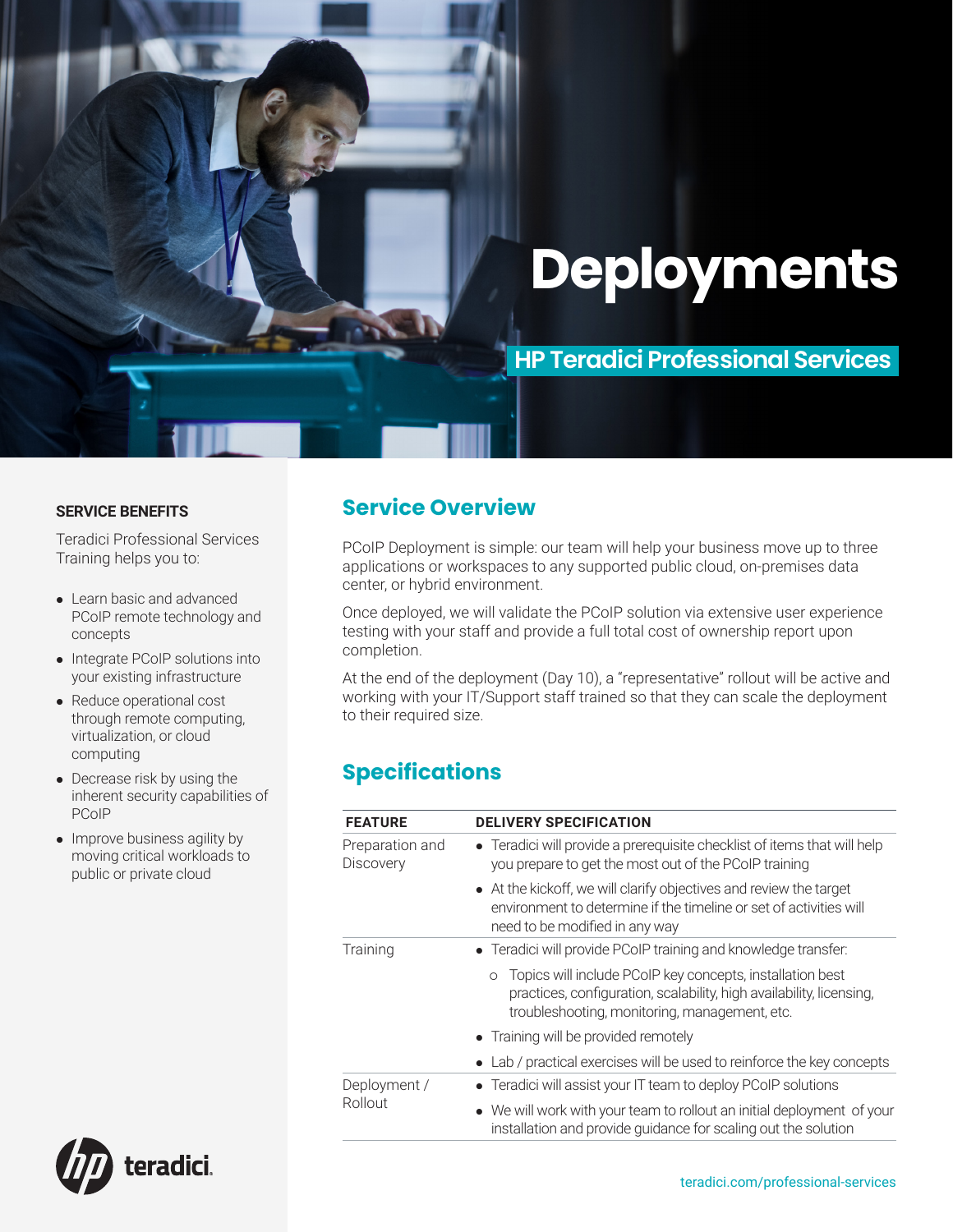# Deployments

## HP Teradici Professional Services

**SERVICE BENEFITS**

Teradici Professional Services Training helps you to:

- Learn basic and advanced PCoIP remote technology and concepts
- Integrate PCoIP solutions into your existing infrastructure
- Reduce operational cost through remote computing, virtualization, or cloud computing
- Decrease risk by using the inherent security capabilities of PCoIP
- Improve business agility by moving critical workloads to public or private cloud

## Service Overview

PCoIP Deployment is simple: our team will help your business move up to three applications or workspaces to any supported public cloud, on-premises data center, or hybrid environment.

Once deployed, we will validate the PCoIP solution via extensive user experience testing with your staff and provide a full total cost of ownership report upon completion.

At the end of the deployment (Day 10), a "representative" rollout will be active and working with your IT/Support staff trained so that they can scale the deployment to their required size.

## Specifications

| FEATURE | DELIVERY SPECIFICATION |
|---|---|
| Preparation and Discovery | • Teradici will provide a prerequisite checklist of items that will help you prepare to get the most out of the PCoIP training<br>• At the kickoff, we will clarify objectives and review the target environment to determine if the timeline or set of activities will need to be modified in any way |
| Training | • Teradici will provide PCoIP training and knowledge transfer:<br>  ○ Topics will include PCoIP key concepts, installation best practices, configuration, scalability, high availability, licensing, troubleshooting, monitoring, management, etc.<br>• Training will be provided remotely<br>• Lab / practical exercises will be used to reinforce the key concepts |
| Deployment / Rollout | • Teradici will assist your IT team to deploy PCoIP solutions<br>• We will work with your team to rollout an initial deployment of your installation and provide guidance for scaling out the solution |

teradici.com/professional-services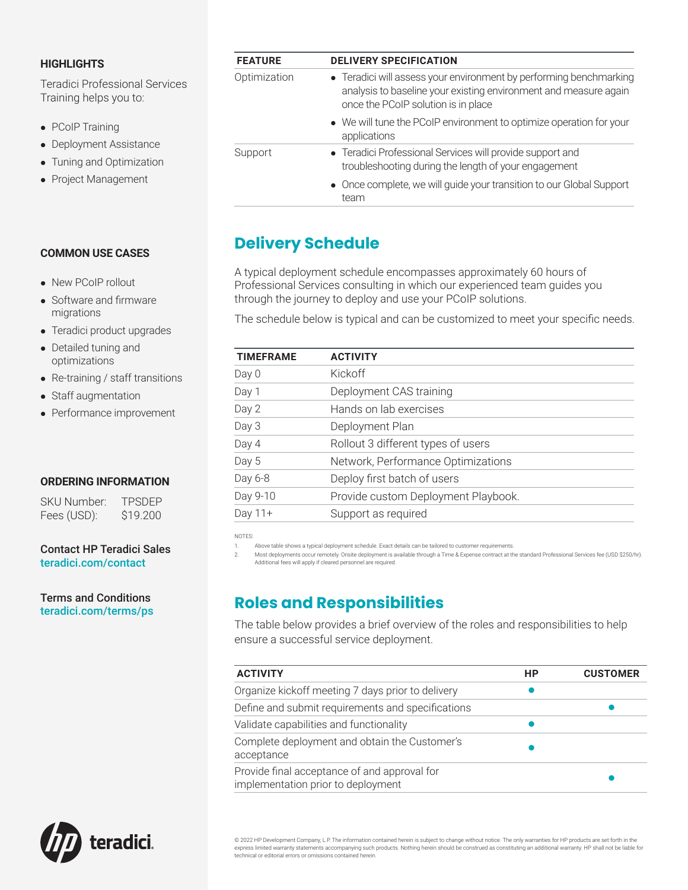### HIGHLIGHTS

Teradici Professional Services Training helps you to:

- PCoIP Training
- Deployment Assistance
- Tuning and Optimization
- Project Management

### COMMON USE CASES

- New PCoIP rollout
- Software and firmware migrations
- Teradici product upgrades
- Detailed tuning and optimizations
- Re-training / staff transitions
- Staff augmentation
- Performance improvement

### ORDERING INFORMATION

SKU Number: TPSDEP
Fees (USD): $19.200

**Contact HP Teradici Sales**
teradici.com/contact

**Terms and Conditions**
teradici.com/terms/ps

| FEATURE | DELIVERY SPECIFICATION |
|---|---|
| Optimization | • Teradici will assess your environment by performing benchmarking analysis to baseline your existing environment and measure again once the PCoIP solution is in place<br>• We will tune the PCoIP environment to optimize operation for your applications |
| Support | • Teradici Professional Services will provide support and troubleshooting during the length of your engagement<br>• Once complete, we will guide your transition to our Global Support team |

## Delivery Schedule

A typical deployment schedule encompasses approximately 60 hours of Professional Services consulting in which our experienced team guides you through the journey to deploy and use your PCoIP solutions.

The schedule below is typical and can be customized to meet your specific needs.

| TIMEFRAME | ACTIVITY |
|---|---|
| Day 0 | Kickoff |
| Day 1 | Deployment CAS training |
| Day 2 | Hands on lab exercises |
| Day 3 | Deployment Plan |
| Day 4 | Rollout 3 different types of users |
| Day 5 | Network, Performance Optimizations |
| Day 6-8 | Deploy first batch of users |
| Day 9-10 | Provide custom Deployment Playbook. |
| Day 11+ | Support as required |

NOTES:

1. Above table shows a typical deployment schedule. Exact details can be tailored to customer requirements.
2. Most deployments occur remotely. Onsite deployment is available through a Time & Expense contract at the standard Professional Services fee (USD $250/hr). Additional fees will apply if cleared personnel are required.

## Roles and Responsibilities

The table below provides a brief overview of the roles and responsibilities to help ensure a successful service deployment.

| ACTIVITY | HP | CUSTOMER |
|---|---|---|
| Organize kickoff meeting 7 days prior to delivery | • | |
| Define and submit requirements and specifications | | • |
| Validate capabilities and functionality | • | |
| Complete deployment and obtain the Customer's acceptance | • | |
| Provide final acceptance of and approval for implementation prior to deployment | | • |

© 2022 HP Development Company, L.P. The information contained herein is subject to change without notice. The only warranties for HP products are set forth in the express limited warranty statements accompanying such products. Nothing herein should be construed as constituting an additional warranty. HP shall not be liable for technical or editorial errors or omissions contained herein.